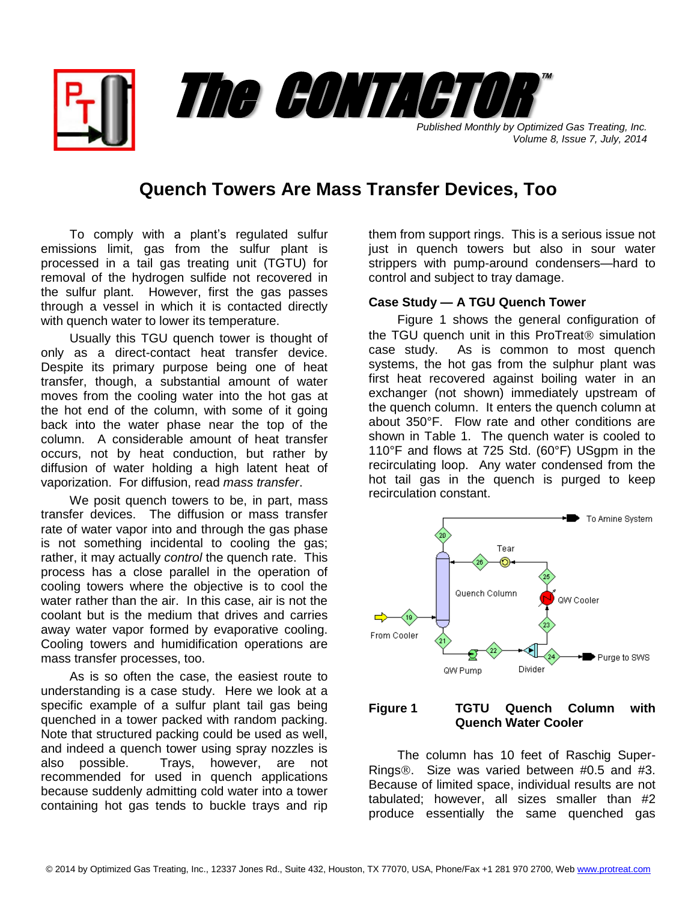# The CONTACTOR™

*Published Monthly by Optimized Gas Treating, Inc.*
*Volume 8, Issue 7, July, 2014*

## Quench Towers Are Mass Transfer Devices, Too

To comply with a plant's regulated sulfur emissions limit, gas from the sulfur plant is processed in a tail gas treating unit (TGTU) for removal of the hydrogen sulfide not recovered in the sulfur plant. However, first the gas passes through a vessel in which it is contacted directly with quench water to lower its temperature.

Usually this TGU quench tower is thought of only as a direct-contact heat transfer device. Despite its primary purpose being one of heat transfer, though, a substantial amount of water moves from the cooling water into the hot gas at the hot end of the column, with some of it going back into the water phase near the top of the column. A considerable amount of heat transfer occurs, not by heat conduction, but rather by diffusion of water holding a high latent heat of vaporization. For diffusion, read *mass transfer*.

We posit quench towers to be, in part, mass transfer devices. The diffusion or mass transfer rate of water vapor into and through the gas phase is not something incidental to cooling the gas; rather, it may actually *control* the quench rate. This process has a close parallel in the operation of cooling towers where the objective is to cool the water rather than the air. In this case, air is not the coolant but is the medium that drives and carries away water vapor formed by evaporative cooling. Cooling towers and humidification operations are mass transfer processes, too.

As is so often the case, the easiest route to understanding is a case study. Here we look at a specific example of a sulfur plant tail gas being quenched in a tower packed with random packing. Note that structured packing could be used as well, and indeed a quench tower using spray nozzles is also possible. Trays, however, are not recommended for used in quench applications because suddenly admitting cold water into a tower containing hot gas tends to buckle trays and rip them from support rings. This is a serious issue not just in quench towers but also in sour water strippers with pump-around condensers—hard to control and subject to tray damage.

### Case Study — A TGU Quench Tower

Figure 1 shows the general configuration of the TGU quench unit in this ProTreat® simulation case study. As is common to most quench systems, the hot gas from the sulphur plant was first heat recovered against boiling water in an exchanger (not shown) immediately upstream of the quench column. It enters the quench column at about 350°F. Flow rate and other conditions are shown in Table 1. The quench water is cooled to 110°F and flows at 725 Std. (60°F) USgpm in the recirculating loop. Any water condensed from the hot tail gas in the quench is purged to keep recirculation constant.

**Figure 1** **TGTU Quench Column with Quench Water Cooler**

The column has 10 feet of Raschig Super-Rings®. Size was varied between #0.5 and #3. Because of limited space, individual results are not tabulated; however, all sizes smaller than #2 produce essentially the same quenched gas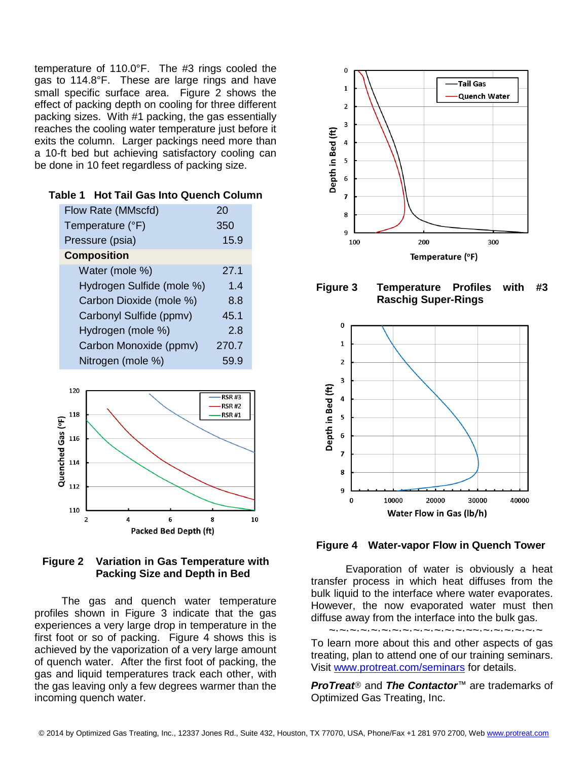temperature of 110.0°F. The #3 rings cooled the gas to 114.8°F. These are large rings and have small specific surface area. Figure 2 shows the effect of packing depth on cooling for three different packing sizes. With #1 packing, the gas essentially reaches the cooling water temperature just before it exits the column. Larger packings need more than a 10-ft bed but achieving satisfactory cooling can be done in 10 feet regardless of packing size.

**Table 1 Hot Tail Gas Into Quench Column**

| | |
|---|---|
| Flow Rate (MMscfd) | 20 |
| Temperature (°F) | 350 |
| Pressure (psia) | 15.9 |
| **Composition** | |
| Water (mole %) | 27.1 |
| Hydrogen Sulfide (mole %) | 1.4 |
| Carbon Dioxide (mole %) | 8.8 |
| Carbonyl Sulfide (ppmv) | 45.1 |
| Hydrogen (mole %) | 2.8 |
| Carbon Monoxide (ppmv) | 270.7 |
| Nitrogen (mole %) | 59.9 |

120
118
116
114
112
110
Quenched Gas (°F)
2
4
6
8
10
Packed Bed Depth (ft)
RSR #3
RSR #2
RSR #1

**Figure 2 Variation in Gas Temperature with Packing Size and Depth in Bed**

The gas and quench water temperature profiles shown in Figure 3 indicate that the gas experiences a very large drop in temperature in the first foot or so of packing. Figure 4 shows this is achieved by the vaporization of a very large amount of quench water. After the first foot of packing, the gas and liquid temperatures track each other, with the gas leaving only a few degrees warmer than the incoming quench water.

0
1
2
3
4
5
6
7
8
9
Depth in Bed (ft)
100
200
300
Temperature (°F)
Tail Gas
Quench Water

**Figure 3 Temperature Profiles with #3 Raschig Super-Rings**

0
1
2
3
4
5
6
7
8
9
Depth in Bed (ft)
0
10000
20000
30000
40000
Water Flow in Gas (lb/h)

**Figure 4 Water-vapor Flow in Quench Tower**

Evaporation of water is obviously a heat transfer process in which heat diffuses from the bulk liquid to the interface where water evaporates. However, the now evaporated water must then diffuse away from the interface into the bulk gas.

~.~.~.~.~.~.~.~.~.~.~.~.~.~.~.~~.~.~.~.~.~.~.~

To learn more about this and other aspects of gas treating, plan to attend one of our training seminars. Visit www.protreat.com/seminars for details.

***ProTreat***® and ***The Contactor***™ are trademarks of Optimized Gas Treating, Inc.

© 2014 by Optimized Gas Treating, Inc., 12337 Jones Rd., Suite 432, Houston, TX 77070, USA, Phone/Fax +1 281 970 2700, Web www.protreat.com